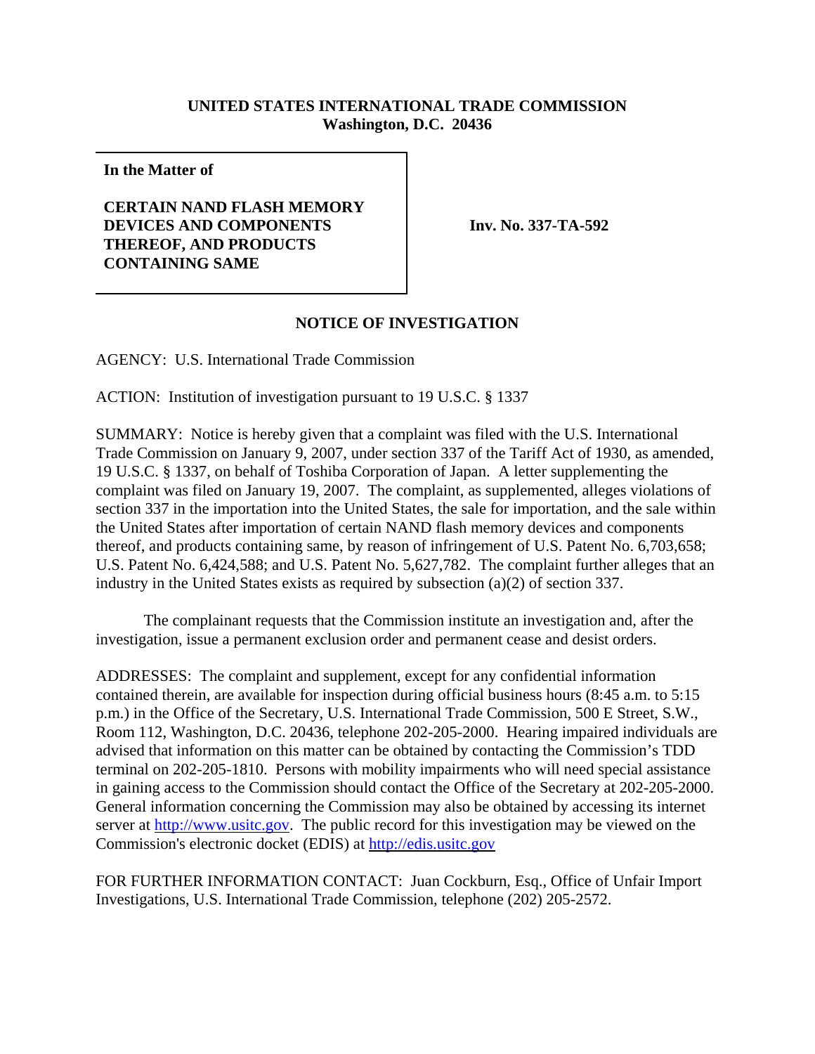**UNITED STATES INTERNATIONAL TRADE COMMISSION**
**Washington, D.C. 20436**

| **In the Matter of**<br><br>**CERTAIN NAND FLASH MEMORY DEVICES AND COMPONENTS THEREOF, AND PRODUCTS CONTAINING SAME** | **Inv. No. 337-TA-592** |
|---|---|

## NOTICE OF INVESTIGATION

AGENCY: U.S. International Trade Commission

ACTION: Institution of investigation pursuant to 19 U.S.C. § 1337

SUMMARY: Notice is hereby given that a complaint was filed with the U.S. International Trade Commission on January 9, 2007, under section 337 of the Tariff Act of 1930, as amended, 19 U.S.C. § 1337, on behalf of Toshiba Corporation of Japan. A letter supplementing the complaint was filed on January 19, 2007. The complaint, as supplemented, alleges violations of section 337 in the importation into the United States, the sale for importation, and the sale within the United States after importation of certain NAND flash memory devices and components thereof, and products containing same, by reason of infringement of U.S. Patent No. 6,703,658; U.S. Patent No. 6,424,588; and U.S. Patent No. 5,627,782. The complaint further alleges that an industry in the United States exists as required by subsection (a)(2) of section 337.

The complainant requests that the Commission institute an investigation and, after the investigation, issue a permanent exclusion order and permanent cease and desist orders.

ADDRESSES: The complaint and supplement, except for any confidential information contained therein, are available for inspection during official business hours (8:45 a.m. to 5:15 p.m.) in the Office of the Secretary, U.S. International Trade Commission, 500 E Street, S.W., Room 112, Washington, D.C. 20436, telephone 202-205-2000. Hearing impaired individuals are advised that information on this matter can be obtained by contacting the Commission's TDD terminal on 202-205-1810. Persons with mobility impairments who will need special assistance in gaining access to the Commission should contact the Office of the Secretary at 202-205-2000. General information concerning the Commission may also be obtained by accessing its internet server at http://www.usitc.gov. The public record for this investigation may be viewed on the Commission's electronic docket (EDIS) at http://edis.usitc.gov

FOR FURTHER INFORMATION CONTACT: Juan Cockburn, Esq., Office of Unfair Import Investigations, U.S. International Trade Commission, telephone (202) 205-2572.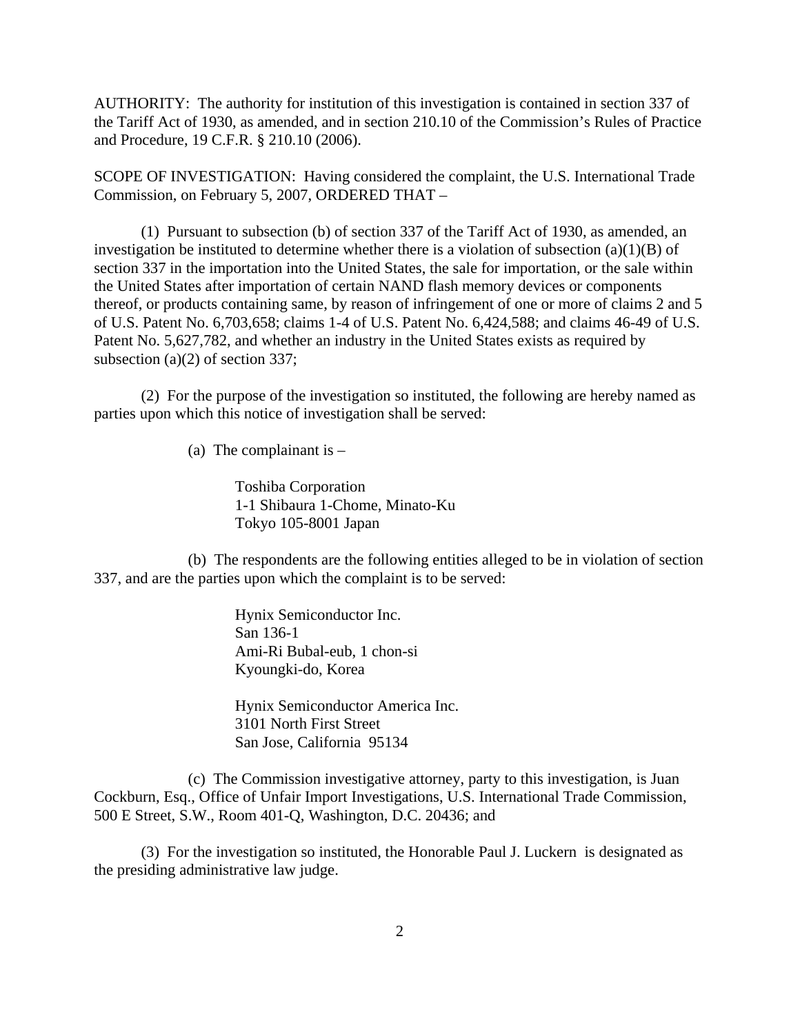AUTHORITY: The authority for institution of this investigation is contained in section 337 of the Tariff Act of 1930, as amended, and in section 210.10 of the Commission's Rules of Practice and Procedure, 19 C.F.R. § 210.10 (2006).

SCOPE OF INVESTIGATION: Having considered the complaint, the U.S. International Trade Commission, on February 5, 2007, ORDERED THAT –

(1) Pursuant to subsection (b) of section 337 of the Tariff Act of 1930, as amended, an investigation be instituted to determine whether there is a violation of subsection (a)(1)(B) of section 337 in the importation into the United States, the sale for importation, or the sale within the United States after importation of certain NAND flash memory devices or components thereof, or products containing same, by reason of infringement of one or more of claims 2 and 5 of U.S. Patent No. 6,703,658; claims 1-4 of U.S. Patent No. 6,424,588; and claims 46-49 of U.S. Patent No. 5,627,782, and whether an industry in the United States exists as required by subsection (a)(2) of section 337;

(2) For the purpose of the investigation so instituted, the following are hereby named as parties upon which this notice of investigation shall be served:

(a) The complainant is –

Toshiba Corporation
1-1 Shibaura 1-Chome, Minato-Ku
Tokyo 105-8001 Japan

(b) The respondents are the following entities alleged to be in violation of section 337, and are the parties upon which the complaint is to be served:

Hynix Semiconductor Inc.
San 136-1
Ami-Ri Bubal-eub, 1 chon-si
Kyoungki-do, Korea

Hynix Semiconductor America Inc.
3101 North First Street
San Jose, California 95134

(c) The Commission investigative attorney, party to this investigation, is Juan Cockburn, Esq., Office of Unfair Import Investigations, U.S. International Trade Commission, 500 E Street, S.W., Room 401-Q, Washington, D.C. 20436; and

(3) For the investigation so instituted, the Honorable Paul J. Luckern is designated as the presiding administrative law judge.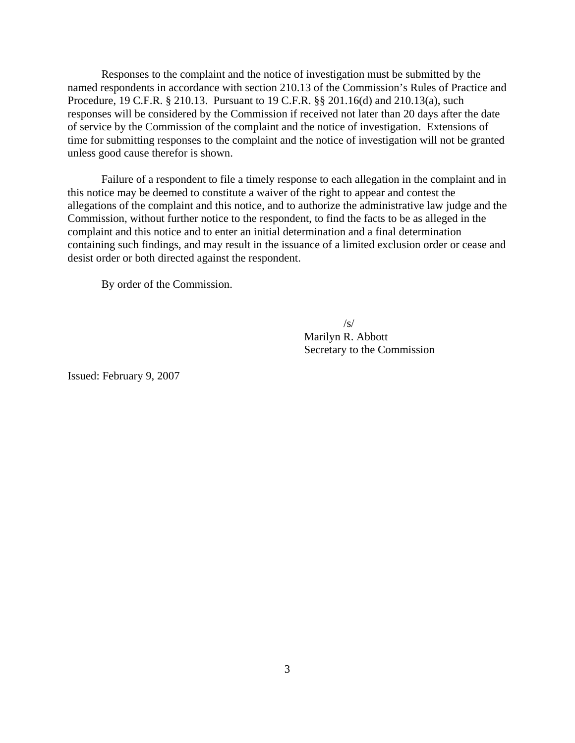Responses to the complaint and the notice of investigation must be submitted by the named respondents in accordance with section 210.13 of the Commission's Rules of Practice and Procedure, 19 C.F.R. § 210.13. Pursuant to 19 C.F.R. §§ 201.16(d) and 210.13(a), such responses will be considered by the Commission if received not later than 20 days after the date of service by the Commission of the complaint and the notice of investigation. Extensions of time for submitting responses to the complaint and the notice of investigation will not be granted unless good cause therefor is shown.

Failure of a respondent to file a timely response to each allegation in the complaint and in this notice may be deemed to constitute a waiver of the right to appear and contest the allegations of the complaint and this notice, and to authorize the administrative law judge and the Commission, without further notice to the respondent, to find the facts to be as alleged in the complaint and this notice and to enter an initial determination and a final determination containing such findings, and may result in the issuance of a limited exclusion order or cease and desist order or both directed against the respondent.

By order of the Commission.

/s/
Marilyn R. Abbott
Secretary to the Commission

Issued: February 9, 2007